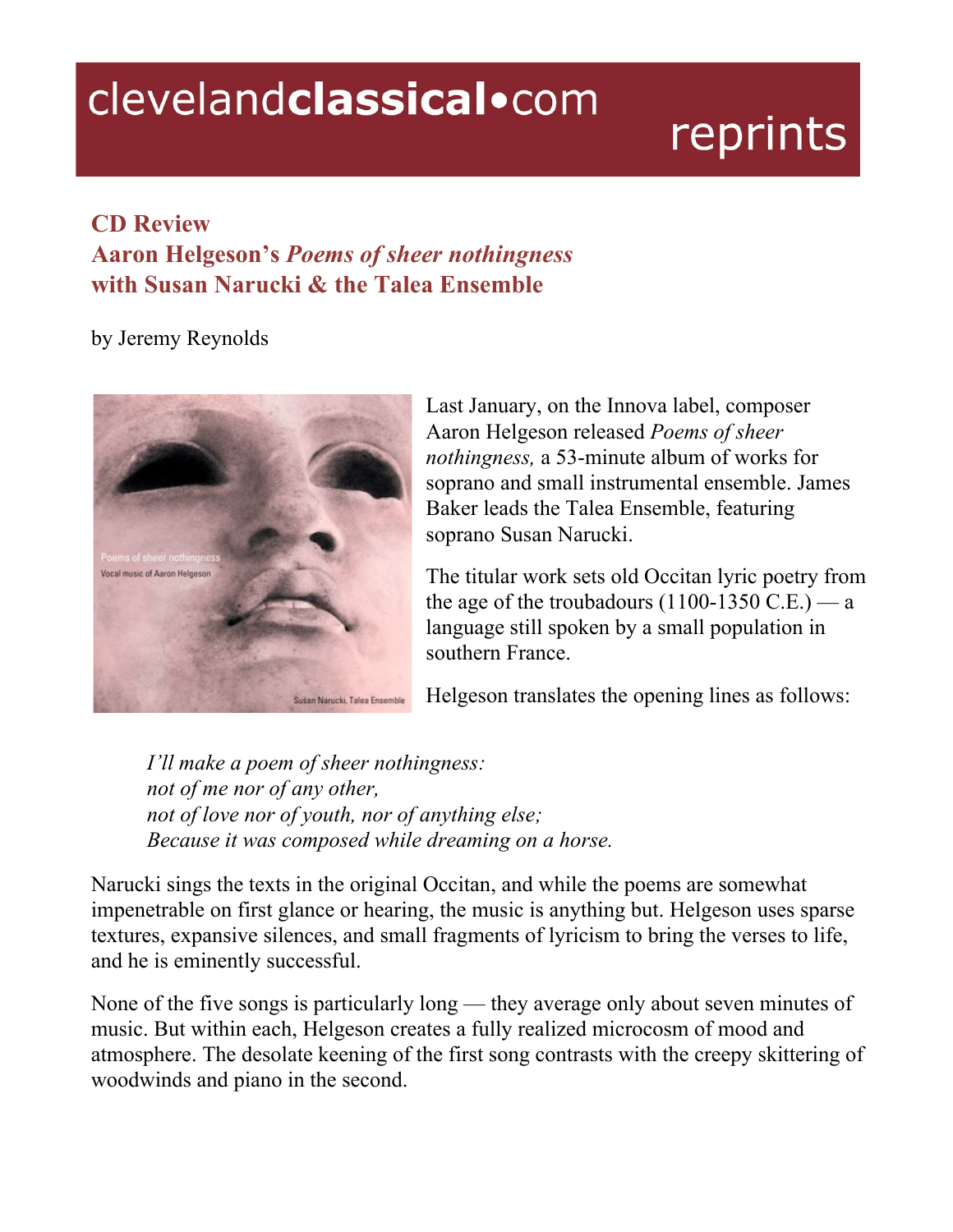clevelandclassical•com reprints

## CD Review
## Aaron Helgeson's *Poems of sheer nothingness* with Susan Narucki & the Talea Ensemble

by Jeremy Reynolds

Last January, on the Innova label, composer Aaron Helgeson released *Poems of sheer nothingness,* a 53-minute album of works for soprano and small instrumental ensemble. James Baker leads the Talea Ensemble, featuring soprano Susan Narucki.

The titular work sets old Occitan lyric poetry from the age of the troubadours (1100-1350 C.E.) — a language still spoken by a small population in southern France.

Helgeson translates the opening lines as follows:

> *I'll make a poem of sheer nothingness:*
> *not of me nor of any other,*
> *not of love nor of youth, nor of anything else;*
> *Because it was composed while dreaming on a horse.*

Narucki sings the texts in the original Occitan, and while the poems are somewhat impenetrable on first glance or hearing, the music is anything but. Helgeson uses sparse textures, expansive silences, and small fragments of lyricism to bring the verses to life, and he is eminently successful.

None of the five songs is particularly long — they average only about seven minutes of music. But within each, Helgeson creates a fully realized microcosm of mood and atmosphere. The desolate keening of the first song contrasts with the creepy skittering of woodwinds and piano in the second.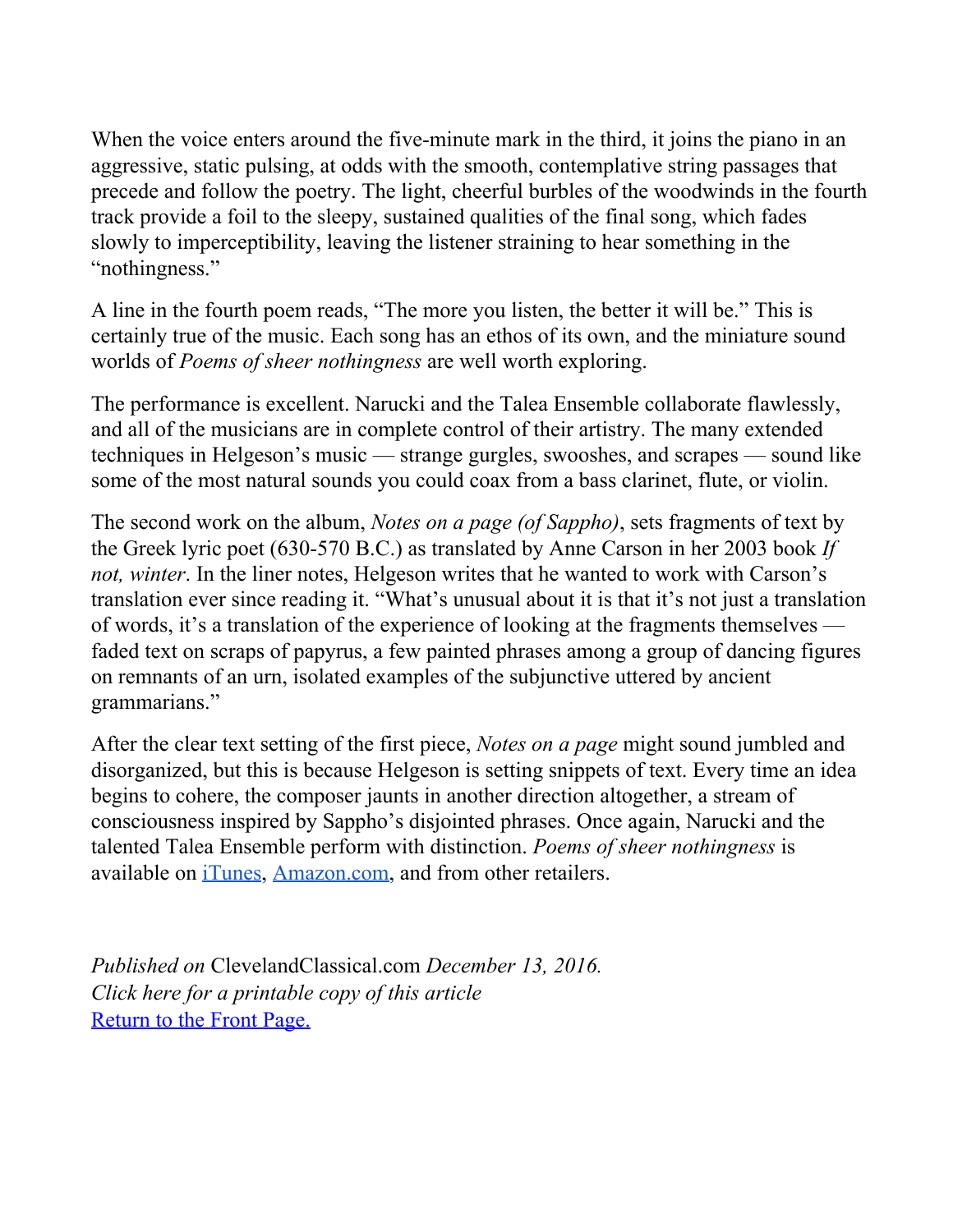When the voice enters around the five-minute mark in the third, it joins the piano in an aggressive, static pulsing, at odds with the smooth, contemplative string passages that precede and follow the poetry. The light, cheerful burbles of the woodwinds in the fourth track provide a foil to the sleepy, sustained qualities of the final song, which fades slowly to imperceptibility, leaving the listener straining to hear something in the "nothingness."

A line in the fourth poem reads, "The more you listen, the better it will be." This is certainly true of the music. Each song has an ethos of its own, and the miniature sound worlds of *Poems of sheer nothingness* are well worth exploring.

The performance is excellent. Narucki and the Talea Ensemble collaborate flawlessly, and all of the musicians are in complete control of their artistry. The many extended techniques in Helgeson's music — strange gurgles, swooshes, and scrapes — sound like some of the most natural sounds you could coax from a bass clarinet, flute, or violin.

The second work on the album, *Notes on a page (of Sappho)*, sets fragments of text by the Greek lyric poet (630-570 B.C.) as translated by Anne Carson in her 2003 book *If not, winter*. In the liner notes, Helgeson writes that he wanted to work with Carson's translation ever since reading it. "What's unusual about it is that it's not just a translation of words, it's a translation of the experience of looking at the fragments themselves — faded text on scraps of papyrus, a few painted phrases among a group of dancing figures on remnants of an urn, isolated examples of the subjunctive uttered by ancient grammarians."

After the clear text setting of the first piece, *Notes on a page* might sound jumbled and disorganized, but this is because Helgeson is setting snippets of text. Every time an idea begins to cohere, the composer jaunts in another direction altogether, a stream of consciousness inspired by Sappho's disjointed phrases. Once again, Narucki and the talented Talea Ensemble perform with distinction. *Poems of sheer nothingness* is available on iTunes, Amazon.com, and from other retailers.

*Published on* ClevelandClassical.com *December 13, 2016.*
*Click here for a printable copy of this article*
Return to the Front Page.